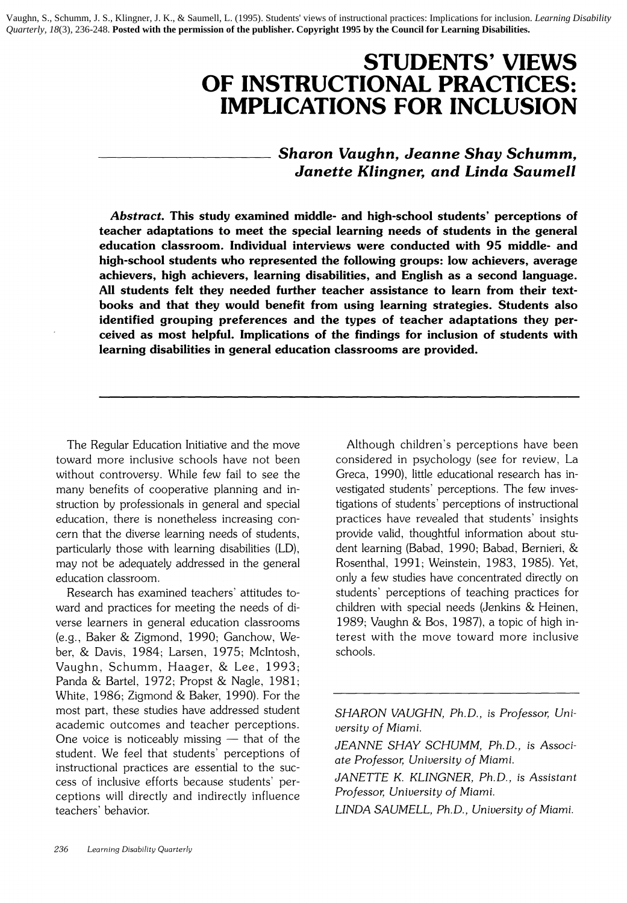Vaughn, S., Schumm, J. S., Klingner, J. K., & Saumell, L. (1995). Students' views of instructional practices: Implications for inclusion. *Learning Disability Quarterly, 18*(3), 236-248. **Posted with the permission of the publisher. Copyright 1995 by the Council for Learning Disabilities.**

# STUDENTS' VIEWS OF INSTRUCTIONAL PRACTICES: IMPLICATIONS FOR INCLUSION

***Sharon Vaughn, Jeanne Shay Schumm, Janette Klingner, and Linda Saumell***

***Abstract.*** **This study examined middle- and high-school students' perceptions of teacher adaptations to meet the special learning needs of students in the general education classroom. Individual interviews were conducted with 95 middle- and high-school students who represented the following groups: low achievers, average achievers, high achievers, learning disabilities, and English as a second language. All students felt they needed further teacher assistance to learn from their textbooks and that they would benefit from using learning strategies. Students also identified grouping preferences and the types of teacher adaptations they perceived as most helpful. Implications of the findings for inclusion of students with learning disabilities in general education classrooms are provided.**

---

The Regular Education Initiative and the move toward more inclusive schools have not been without controversy. While few fail to see the many benefits of cooperative planning and instruction by professionals in general and special education, there is nonetheless increasing concern that the diverse learning needs of students, particularly those with learning disabilities (LD), may not be adequately addressed in the general education classroom.

Research has examined teachers' attitudes toward and practices for meeting the needs of diverse learners in general education classrooms (e.g., Baker & Zigmond, 1990; Ganchow, Weber, & Davis, 1984; Larsen, 1975; McIntosh, Vaughn, Schumm, Haager, & Lee, 1993; Panda & Bartel, 1972; Propst & Nagle, 1981; White, 1986; Zigmond & Baker, 1990). For the most part, these studies have addressed student academic outcomes and teacher perceptions. One voice is noticeably missing — that of the student. We feel that students' perceptions of instructional practices are essential to the success of inclusive efforts because students' perceptions will directly and indirectly influence teachers' behavior.

Although children's perceptions have been considered in psychology (see for review, La Greca, 1990), little educational research has investigated students' perceptions. The few investigations of students' perceptions of instructional practices have revealed that students' insights provide valid, thoughtful information about student learning (Babad, 1990; Babad, Bernieri, & Rosenthal, 1991; Weinstein, 1983, 1985). Yet, only a few studies have concentrated directly on students' perceptions of teaching practices for children with special needs (Jenkins & Heinen, 1989; Vaughn & Bos, 1987), a topic of high interest with the move toward more inclusive schools.

---

*SHARON VAUGHN, Ph.D., is Professor, University of Miami.*

*JEANNE SHAY SCHUMM, Ph.D., is Associate Professor, University of Miami.*

*JANETTE K. KLINGNER, Ph.D., is Assistant Professor, University of Miami.*

*LINDA SAUMELL, Ph.D., University of Miami.*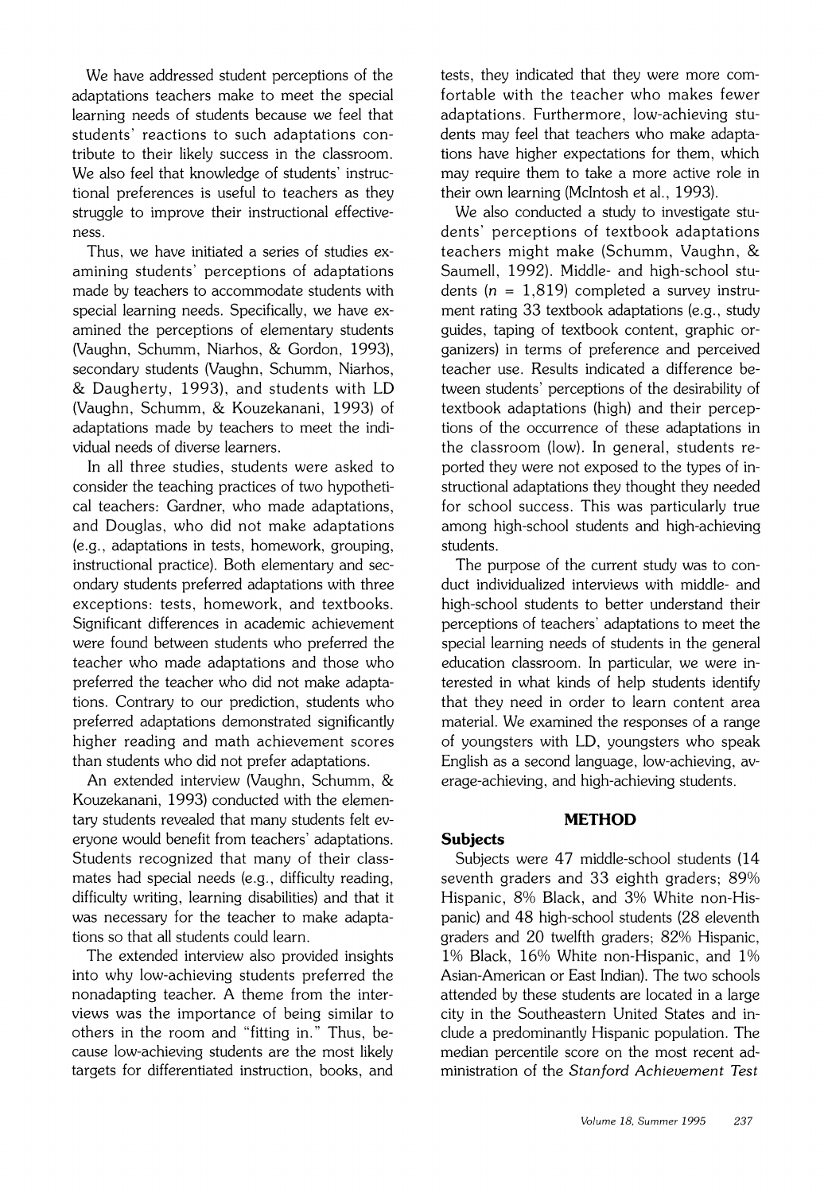We have addressed student perceptions of the adaptations teachers make to meet the special learning needs of students because we feel that students' reactions to such adaptations contribute to their likely success in the classroom. We also feel that knowledge of students' instructional preferences is useful to teachers as they struggle to improve their instructional effectiveness.

Thus, we have initiated a series of studies examining students' perceptions of adaptations made by teachers to accommodate students with special learning needs. Specifically, we have examined the perceptions of elementary students (Vaughn, Schumm, Niarhos, & Gordon, 1993), secondary students (Vaughn, Schumm, Niarhos, & Daugherty, 1993), and students with LD (Vaughn, Schumm, & Kouzekanani, 1993) of adaptations made by teachers to meet the individual needs of diverse learners.

In all three studies, students were asked to consider the teaching practices of two hypothetical teachers: Gardner, who made adaptations, and Douglas, who did not make adaptations (e.g., adaptations in tests, homework, grouping, instructional practice). Both elementary and secondary students preferred adaptations with three exceptions: tests, homework, and textbooks. Significant differences in academic achievement were found between students who preferred the teacher who made adaptations and those who preferred the teacher who did not make adaptations. Contrary to our prediction, students who preferred adaptations demonstrated significantly higher reading and math achievement scores than students who did not prefer adaptations.

An extended interview (Vaughn, Schumm, & Kouzekanani, 1993) conducted with the elementary students revealed that many students felt everyone would benefit from teachers' adaptations. Students recognized that many of their classmates had special needs (e.g., difficulty reading, difficulty writing, learning disabilities) and that it was necessary for the teacher to make adaptations so that all students could learn.

The extended interview also provided insights into why low-achieving students preferred the nonadapting teacher. A theme from the interviews was the importance of being similar to others in the room and "fitting in." Thus, because low-achieving students are the most likely targets for differentiated instruction, books, and tests, they indicated that they were more comfortable with the teacher who makes fewer adaptations. Furthermore, low-achieving students may feel that teachers who make adaptations have higher expectations for them, which may require them to take a more active role in their own learning (McIntosh et al., 1993).

We also conducted a study to investigate students' perceptions of textbook adaptations teachers might make (Schumm, Vaughn, & Saumell, 1992). Middle- and high-school students ($n$ = 1,819) completed a survey instrument rating 33 textbook adaptations (e.g., study guides, taping of textbook content, graphic organizers) in terms of preference and perceived teacher use. Results indicated a difference between students' perceptions of the desirability of textbook adaptations (high) and their perceptions of the occurrence of these adaptations in the classroom (low). In general, students reported they were not exposed to the types of instructional adaptations they thought they needed for school success. This was particularly true among high-school students and high-achieving students.

The purpose of the current study was to conduct individualized interviews with middle- and high-school students to better understand their perceptions of teachers' adaptations to meet the special learning needs of students in the general education classroom. In particular, we were interested in what kinds of help students identify that they need in order to learn content area material. We examined the responses of a range of youngsters with LD, youngsters who speak English as a second language, low-achieving, average-achieving, and high-achieving students.

## METHOD

### Subjects

Subjects were 47 middle-school students (14 seventh graders and 33 eighth graders; 89% Hispanic, 8% Black, and 3% White non-Hispanic) and 48 high-school students (28 eleventh graders and 20 twelfth graders; 82% Hispanic, 1% Black, 16% White non-Hispanic, and 1% Asian-American or East Indian). The two schools attended by these students are located in a large city in the Southeastern United States and include a predominantly Hispanic population. The median percentile score on the most recent administration of the *Stanford Achievement Test*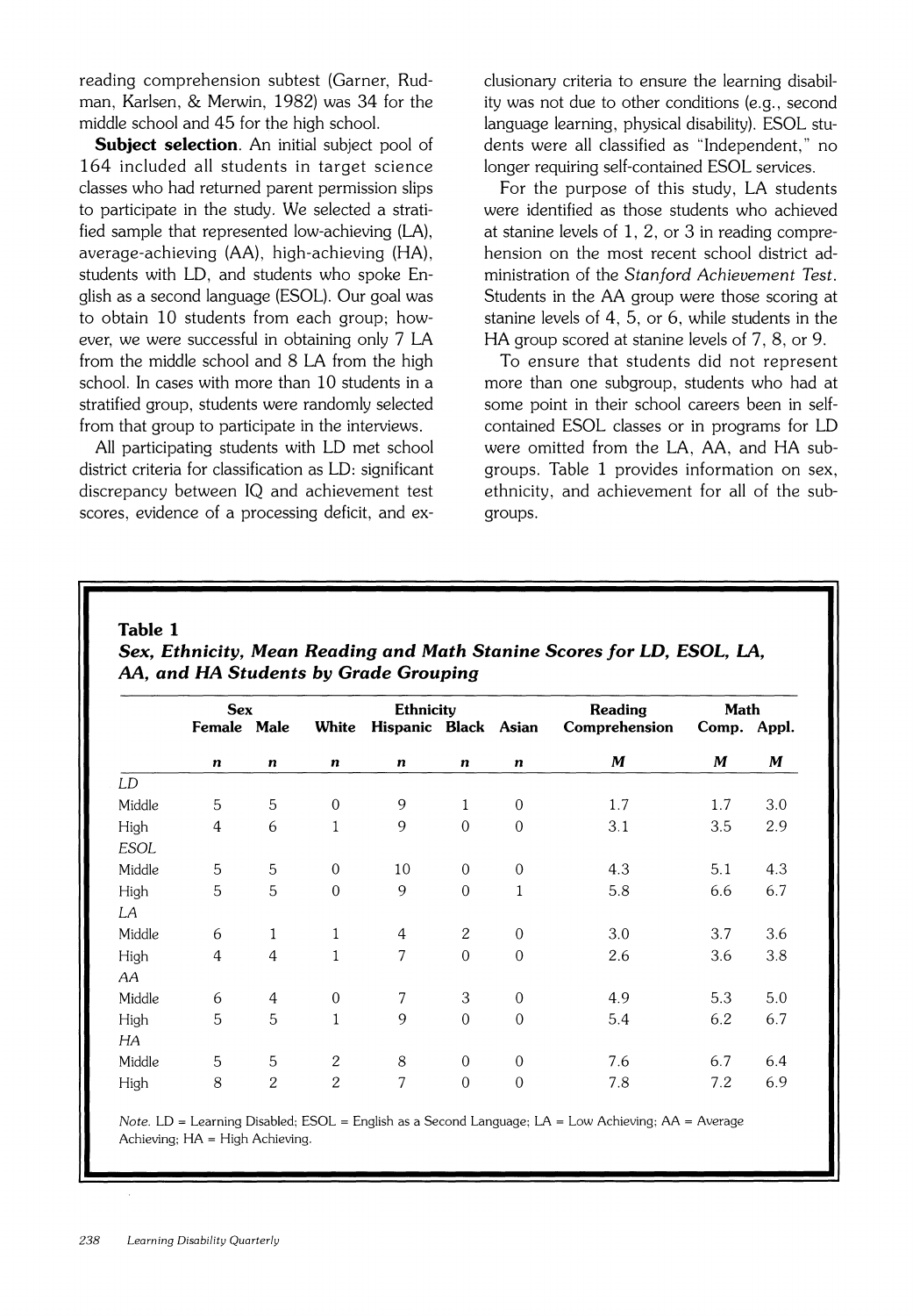reading comprehension subtest (Garner, Rudman, Karlsen, & Merwin, 1982) was 34 for the middle school and 45 for the high school.

**Subject selection**. An initial subject pool of 164 included all students in target science classes who had returned parent permission slips to participate in the study. We selected a stratified sample that represented low-achieving (LA), average-achieving (AA), high-achieving (HA), students with LD, and students who spoke English as a second language (ESOL). Our goal was to obtain 10 students from each group; however, we were successful in obtaining only 7 LA from the middle school and 8 LA from the high school. In cases with more than 10 students in a stratified group, students were randomly selected from that group to participate in the interviews.

All participating students with LD met school district criteria for classification as LD: significant discrepancy between IQ and achievement test scores, evidence of a processing deficit, and exclusionary criteria to ensure the learning disability was not due to other conditions (e.g., second language learning, physical disability). ESOL students were all classified as "Independent," no longer requiring self-contained ESOL services.

For the purpose of this study, LA students were identified as those students who achieved at stanine levels of 1, 2, or 3 in reading comprehension on the most recent school district administration of the *Stanford Achievement Test*. Students in the AA group were those scoring at stanine levels of 4, 5, or 6, while students in the HA group scored at stanine levels of 7, 8, or 9.

To ensure that students did not represent more than one subgroup, students who had at some point in their school careers been in self-contained ESOL classes or in programs for LD were omitted from the LA, AA, and HA subgroups. Table 1 provides information on sex, ethnicity, and achievement for all of the subgroups.

**Table 1**
***Sex, Ethnicity, Mean Reading and Math Stanine Scores for LD, ESOL, LA, AA, and HA Students by Grade Grouping***

| | Sex | | Ethnicity | | | | Reading | Math | |
|---|---|---|---|---|---|---|---|---|---|
| | Female | Male | White | Hispanic | Black | Asian | Comprehension | Comp. | Appl. |
| | *n* | *n* | *n* | *n* | *n* | *n* | *M* | *M* | *M* |
| *LD* | | | | | | | | | |
| Middle | 5 | 5 | 0 | 9 | 1 | 0 | 1.7 | 1.7 | 3.0 |
| High | 4 | 6 | 1 | 9 | 0 | 0 | 3.1 | 3.5 | 2.9 |
| *ESOL* | | | | | | | | | |
| Middle | 5 | 5 | 0 | 10 | 0 | 0 | 4.3 | 5.1 | 4.3 |
| High | 5 | 5 | 0 | 9 | 0 | 1 | 5.8 | 6.6 | 6.7 |
| *LA* | | | | | | | | | |
| Middle | 6 | 1 | 1 | 4 | 2 | 0 | 3.0 | 3.7 | 3.6 |
| High | 4 | 4 | 1 | 7 | 0 | 0 | 2.6 | 3.6 | 3.8 |
| *AA* | | | | | | | | | |
| Middle | 6 | 4 | 0 | 7 | 3 | 0 | 4.9 | 5.3 | 5.0 |
| High | 5 | 5 | 1 | 9 | 0 | 0 | 5.4 | 6.2 | 6.7 |
| *HA* | | | | | | | | | |
| Middle | 5 | 5 | 2 | 8 | 0 | 0 | 7.6 | 6.7 | 6.4 |
| High | 8 | 2 | 2 | 7 | 0 | 0 | 7.8 | 7.2 | 6.9 |

*Note.* LD = Learning Disabled; ESOL = English as a Second Language; LA = Low Achieving; AA = Average Achieving; HA = High Achieving.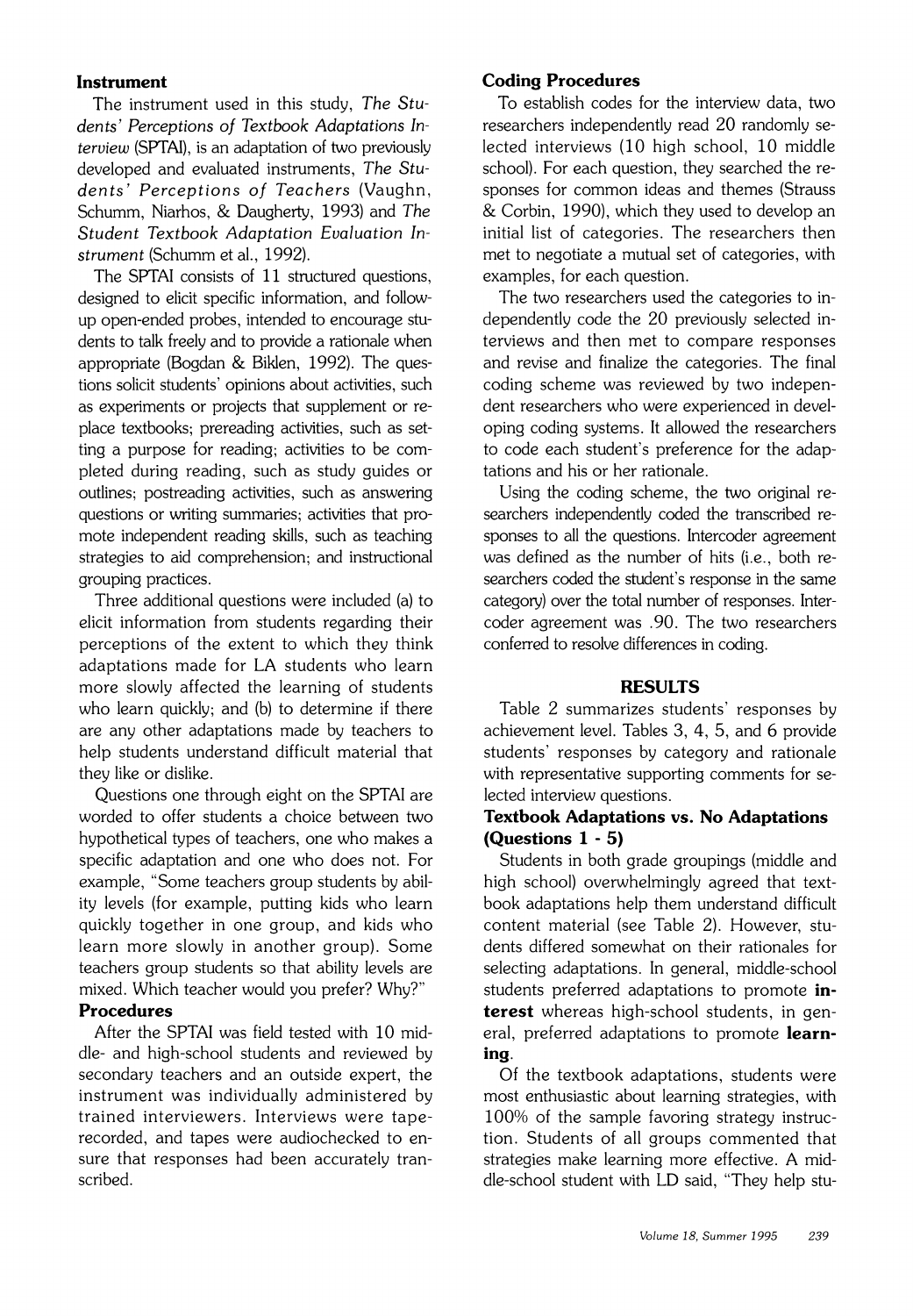### Instrument

The instrument used in this study, *The Students' Perceptions of Textbook Adaptations Interview* (SPTAI), is an adaptation of two previously developed and evaluated instruments, *The Students' Perceptions of Teachers* (Vaughn, Schumm, Niarhos, & Daugherty, 1993) and *The Student Textbook Adaptation Evaluation Instrument* (Schumm et al., 1992).

The SPTAI consists of 11 structured questions, designed to elicit specific information, and follow-up open-ended probes, intended to encourage students to talk freely and to provide a rationale when appropriate (Bogdan & Biklen, 1992). The questions solicit students' opinions about activities, such as experiments or projects that supplement or replace textbooks; prereading activities, such as setting a purpose for reading; activities to be completed during reading, such as study guides or outlines; postreading activities, such as answering questions or writing summaries; activities that promote independent reading skills, such as teaching strategies to aid comprehension; and instructional grouping practices.

Three additional questions were included (a) to elicit information from students regarding their perceptions of the extent to which they think adaptations made for LA students who learn more slowly affected the learning of students who learn quickly; and (b) to determine if there are any other adaptations made by teachers to help students understand difficult material that they like or dislike.

Questions one through eight on the SPTAI are worded to offer students a choice between two hypothetical types of teachers, one who makes a specific adaptation and one who does not. For example, "Some teachers group students by ability levels (for example, putting kids who learn quickly together in one group, and kids who learn more slowly in another group). Some teachers group students so that ability levels are mixed. Which teacher would you prefer? Why?"

### Procedures

After the SPTAI was field tested with 10 middle- and high-school students and reviewed by secondary teachers and an outside expert, the instrument was individually administered by trained interviewers. Interviews were tape-recorded, and tapes were audiochecked to ensure that responses had been accurately transcribed.

### Coding Procedures

To establish codes for the interview data, two researchers independently read 20 randomly selected interviews (10 high school, 10 middle school). For each question, they searched the responses for common ideas and themes (Strauss & Corbin, 1990), which they used to develop an initial list of categories. The researchers then met to negotiate a mutual set of categories, with examples, for each question.

The two researchers used the categories to independently code the 20 previously selected interviews and then met to compare responses and revise and finalize the categories. The final coding scheme was reviewed by two independent researchers who were experienced in developing coding systems. It allowed the researchers to code each student's preference for the adaptations and his or her rationale.

Using the coding scheme, the two original researchers independently coded the transcribed responses to all the questions. Intercoder agreement was defined as the number of hits (i.e., both researchers coded the student's response in the same category) over the total number of responses. Intercoder agreement was .90. The two researchers conferred to resolve differences in coding.

## RESULTS

Table 2 summarizes students' responses by achievement level. Tables 3, 4, 5, and 6 provide students' responses by category and rationale with representative supporting comments for selected interview questions.

### Textbook Adaptations vs. No Adaptations (Questions 1 - 5)

Students in both grade groupings (middle and high school) overwhelmingly agreed that textbook adaptations help them understand difficult content material (see Table 2). However, students differed somewhat on their rationales for selecting adaptations. In general, middle-school students preferred adaptations to promote **interest** whereas high-school students, in general, preferred adaptations to promote **learning**.

Of the textbook adaptations, students were most enthusiastic about learning strategies, with 100% of the sample favoring strategy instruction. Students of all groups commented that strategies make learning more effective. A middle-school student with LD said, "They help stu-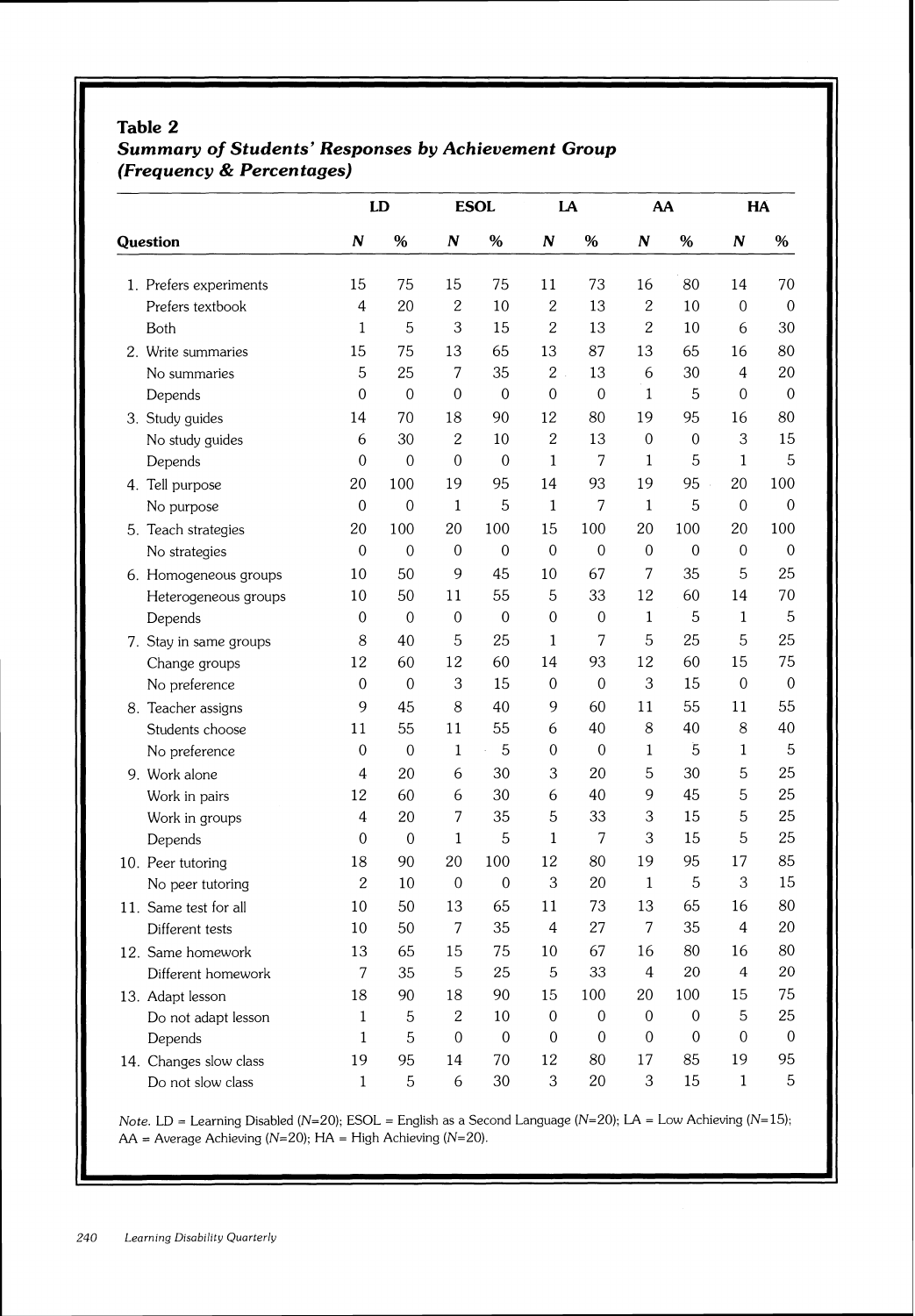## Table 2

### *Summary of Students' Responses by Achievement Group (Frequency & Percentages)*

| Question | LD | | ESOL | | LA | | AA | | HA | |
|---|---|---|---|---|---|---|---|---|---|---|
| | *N* | % | *N* | % | *N* | % | *N* | % | *N* | % |
| 1. Prefers experiments | 15 | 75 | 15 | 75 | 11 | 73 | 16 | 80 | 14 | 70 |
| Prefers textbook | 4 | 20 | 2 | 10 | 2 | 13 | 2 | 10 | 0 | 0 |
| Both | 1 | 5 | 3 | 15 | 2 | 13 | 2 | 10 | 6 | 30 |
| 2. Write summaries | 15 | 75 | 13 | 65 | 13 | 87 | 13 | 65 | 16 | 80 |
| No summaries | 5 | 25 | 7 | 35 | 2 | 13 | 6 | 30 | 4 | 20 |
| Depends | 0 | 0 | 0 | 0 | 0 | 0 | 1 | 5 | 0 | 0 |
| 3. Study guides | 14 | 70 | 18 | 90 | 12 | 80 | 19 | 95 | 16 | 80 |
| No study guides | 6 | 30 | 2 | 10 | 2 | 13 | 0 | 0 | 3 | 15 |
| Depends | 0 | 0 | 0 | 0 | 1 | 7 | 1 | 5 | 1 | 5 |
| 4. Tell purpose | 20 | 100 | 19 | 95 | 14 | 93 | 19 | 95 | 20 | 100 |
| No purpose | 0 | 0 | 1 | 5 | 1 | 7 | 1 | 5 | 0 | 0 |
| 5. Teach strategies | 20 | 100 | 20 | 100 | 15 | 100 | 20 | 100 | 20 | 100 |
| No strategies | 0 | 0 | 0 | 0 | 0 | 0 | 0 | 0 | 0 | 0 |
| 6. Homogeneous groups | 10 | 50 | 9 | 45 | 10 | 67 | 7 | 35 | 5 | 25 |
| Heterogeneous groups | 10 | 50 | 11 | 55 | 5 | 33 | 12 | 60 | 14 | 70 |
| Depends | 0 | 0 | 0 | 0 | 0 | 0 | 1 | 5 | 1 | 5 |
| 7. Stay in same groups | 8 | 40 | 5 | 25 | 1 | 7 | 5 | 25 | 5 | 25 |
| Change groups | 12 | 60 | 12 | 60 | 14 | 93 | 12 | 60 | 15 | 75 |
| No preference | 0 | 0 | 3 | 15 | 0 | 0 | 3 | 15 | 0 | 0 |
| 8. Teacher assigns | 9 | 45 | 8 | 40 | 9 | 60 | 11 | 55 | 11 | 55 |
| Students choose | 11 | 55 | 11 | 55 | 6 | 40 | 8 | 40 | 8 | 40 |
| No preference | 0 | 0 | 1 | 5 | 0 | 0 | 1 | 5 | 1 | 5 |
| 9. Work alone | 4 | 20 | 6 | 30 | 3 | 20 | 5 | 30 | 5 | 25 |
| Work in pairs | 12 | 60 | 6 | 30 | 6 | 40 | 9 | 45 | 5 | 25 |
| Work in groups | 4 | 20 | 7 | 35 | 5 | 33 | 3 | 15 | 5 | 25 |
| Depends | 0 | 0 | 1 | 5 | 1 | 7 | 3 | 15 | 5 | 25 |
| 10. Peer tutoring | 18 | 90 | 20 | 100 | 12 | 80 | 19 | 95 | 17 | 85 |
| No peer tutoring | 2 | 10 | 0 | 0 | 3 | 20 | 1 | 5 | 3 | 15 |
| 11. Same test for all | 10 | 50 | 13 | 65 | 11 | 73 | 13 | 65 | 16 | 80 |
| Different tests | 10 | 50 | 7 | 35 | 4 | 27 | 7 | 35 | 4 | 20 |
| 12. Same homework | 13 | 65 | 15 | 75 | 10 | 67 | 16 | 80 | 16 | 80 |
| Different homework | 7 | 35 | 5 | 25 | 5 | 33 | 4 | 20 | 4 | 20 |
| 13. Adapt lesson | 18 | 90 | 18 | 90 | 15 | 100 | 20 | 100 | 15 | 75 |
| Do not adapt lesson | 1 | 5 | 2 | 10 | 0 | 0 | 0 | 0 | 5 | 25 |
| Depends | 1 | 5 | 0 | 0 | 0 | 0 | 0 | 0 | 0 | 0 |
| 14. Changes slow class | 19 | 95 | 14 | 70 | 12 | 80 | 17 | 85 | 19 | 95 |
| Do not slow class | 1 | 5 | 6 | 30 | 3 | 20 | 3 | 15 | 1 | 5 |

*Note.* LD = Learning Disabled (*N*=20); ESOL = English as a Second Language (*N*=20); LA = Low Achieving (*N*=15); AA = Average Achieving (*N*=20); HA = High Achieving (*N*=20).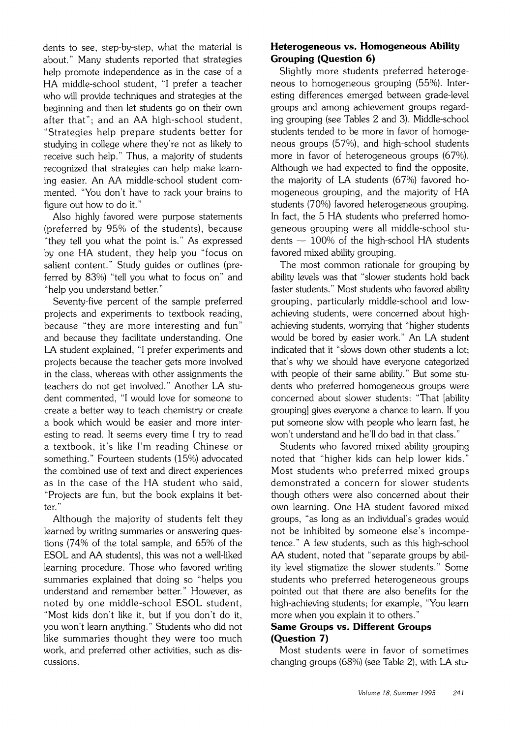dents to see, step-by-step, what the material is about." Many students reported that strategies help promote independence as in the case of a HA middle-school student, "I prefer a teacher who will provide techniques and strategies at the beginning and then let students go on their own after that"; and an AA high-school student, "Strategies help prepare students better for studying in college where they're not as likely to receive such help." Thus, a majority of students recognized that strategies can help make learning easier. An AA middle-school student commented, "You don't have to rack your brains to figure out how to do it."

Also highly favored were purpose statements (preferred by 95% of the students), because "they tell you what the point is." As expressed by one HA student, they help you "focus on salient content." Study guides or outlines (preferred by 83%) "tell you what to focus on" and "help you understand better."

Seventy-five percent of the sample preferred projects and experiments to textbook reading, because "they are more interesting and fun" and because they facilitate understanding. One LA student explained, "I prefer experiments and projects because the teacher gets more involved in the class, whereas with other assignments the teachers do not get involved." Another LA student commented, "I would love for someone to create a better way to teach chemistry or create a book which would be easier and more interesting to read. It seems every time I try to read a textbook, it's like I'm reading Chinese or something." Fourteen students (15%) advocated the combined use of text and direct experiences as in the case of the HA student who said, "Projects are fun, but the book explains it better."

Although the majority of students felt they learned by writing summaries or answering questions (74% of the total sample, and 65% of the ESOL and AA students), this was not a well-liked learning procedure. Those who favored writing summaries explained that doing so "helps you understand and remember better." However, as noted by one middle-school ESOL student, "Most kids don't like it, but if you don't do it, you won't learn anything." Students who did not like summaries thought they were too much work, and preferred other activities, such as discussions.

**Heterogeneous vs. Homogeneous Ability Grouping (Question 6)**

Slightly more students preferred heterogeneous to homogeneous grouping (55%). Interesting differences emerged between grade-level groups and among achievement groups regarding grouping (see Tables 2 and 3). Middle-school students tended to be more in favor of homogeneous groups (57%), and high-school students more in favor of heterogeneous groups (67%). Although we had expected to find the opposite, the majority of LA students (67%) favored homogeneous grouping, and the majority of HA students (70%) favored heterogeneous grouping. In fact, the 5 HA students who preferred homogeneous grouping were all middle-school students — 100% of the high-school HA students favored mixed ability grouping.

The most common rationale for grouping by ability levels was that "slower students hold back faster students." Most students who favored ability grouping, particularly middle-school and low-achieving students, were concerned about high-achieving students, worrying that "higher students would be bored by easier work." An LA student indicated that it "slows down other students a lot; that's why we should have everyone categorized with people of their same ability." But some students who preferred homogeneous groups were concerned about slower students: "That [ability grouping] gives everyone a chance to learn. If you put someone slow with people who learn fast, he won't understand and he'll do bad in that class."

Students who favored mixed ability grouping noted that "higher kids can help lower kids." Most students who preferred mixed groups demonstrated a concern for slower students though others were also concerned about their own learning. One HA student favored mixed groups, "as long as an individual's grades would not be inhibited by someone else's incompetence." A few students, such as this high-school AA student, noted that "separate groups by ability level stigmatize the slower students." Some students who preferred heterogeneous groups pointed out that there are also benefits for the high-achieving students; for example, "You learn more when you explain it to others."

**Same Groups vs. Different Groups (Question 7)**

Most students were in favor of sometimes changing groups (68%) (see Table 2), with LA stu-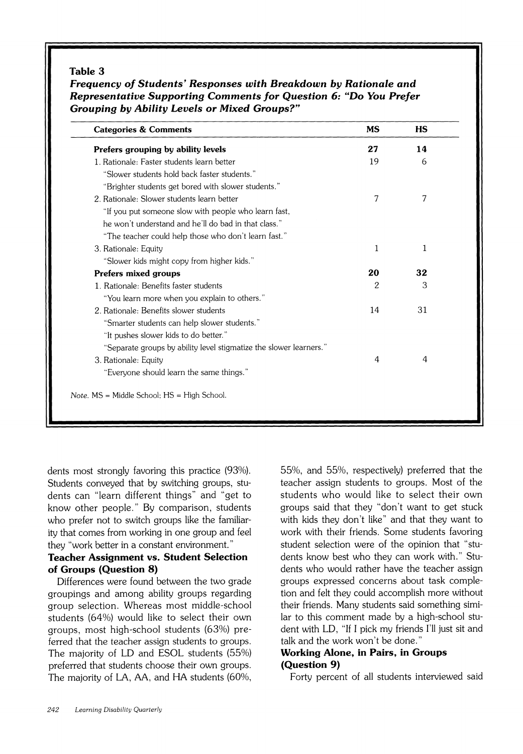**Table 3**
***Frequency of Students' Responses with Breakdown by Rationale and Representative Supporting Comments for Question 6: "Do You Prefer Grouping by Ability Levels or Mixed Groups?"***

| Categories & Comments | MS | HS |
|---|---|---|
| **Prefers grouping by ability levels** | **27** | **14** |
| 1. Rationale: Faster students learn better | 19 | 6 |
| "Slower students hold back faster students." | | |
| "Brighter students get bored with slower students." | | |
| 2. Rationale: Slower students learn better | 7 | 7 |
| "If you put someone slow with people who learn fast, he won't understand and he'll do bad in that class." | | |
| "The teacher could help those who don't learn fast." | | |
| 3. Rationale: Equity | 1 | 1 |
| "Slower kids might copy from higher kids." | | |
| **Prefers mixed groups** | **20** | **32** |
| 1. Rationale: Benefits faster students | 2 | 3 |
| "You learn more when you explain to others." | | |
| 2. Rationale: Benefits slower students | 14 | 31 |
| "Smarter students can help slower students." | | |
| "It pushes slower kids to do better." | | |
| "Separate groups by ability level stigmatize the slower learners." | | |
| 3. Rationale: Equity | 4 | 4 |
| "Everyone should learn the same things." | | |

*Note.* MS = Middle School; HS = High School.

dents most strongly favoring this practice (93%). Students conveyed that by switching groups, students can "learn different things" and "get to know other people." By comparison, students who prefer not to switch groups like the familiarity that comes from working in one group and feel they "work better in a constant environment."

**Teacher Assignment vs. Student Selection of Groups (Question 8)**

Differences were found between the two grade groupings and among ability groups regarding group selection. Whereas most middle-school students (64%) would like to select their own groups, most high-school students (63%) preferred that the teacher assign students to groups. The majority of LD and ESOL students (55%) preferred that students choose their own groups. The majority of LA, AA, and HA students (60%, 55%, and 55%, respectively) preferred that the teacher assign students to groups. Most of the students who would like to select their own groups said that they "don't want to get stuck with kids they don't like" and that they want to work with their friends. Some students favoring student selection were of the opinion that "students know best who they can work with." Students who would rather have the teacher assign groups expressed concerns about task completion and felt they could accomplish more without their friends. Many students said something similar to this comment made by a high-school student with LD, "If I pick my friends I'll just sit and talk and the work won't be done."

**Working Alone, in Pairs, in Groups (Question 9)**

Forty percent of all students interviewed said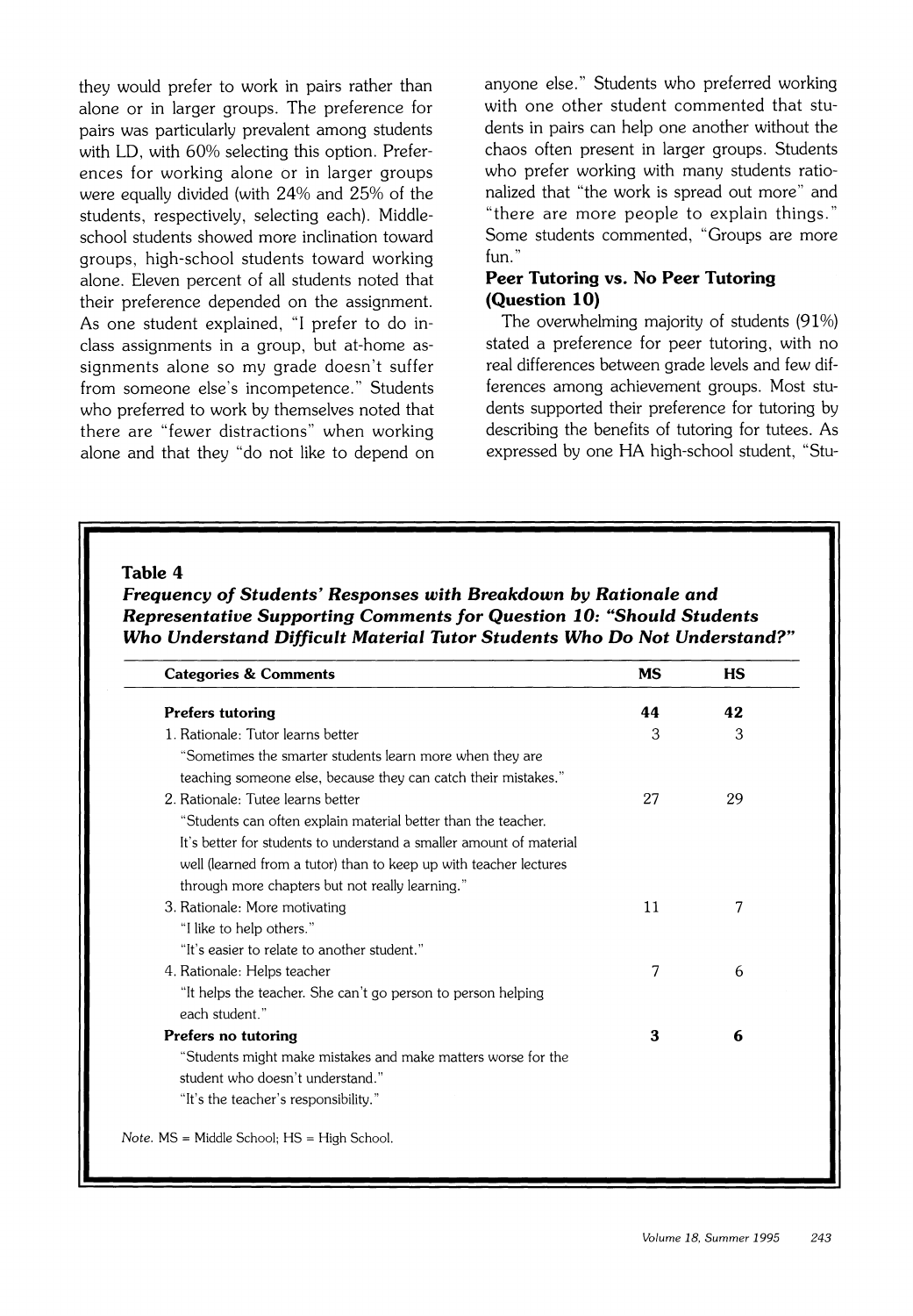they would prefer to work in pairs rather than alone or in larger groups. The preference for pairs was particularly prevalent among students with LD, with 60% selecting this option. Preferences for working alone or in larger groups were equally divided (with 24% and 25% of the students, respectively, selecting each). Middle-school students showed more inclination toward groups, high-school students toward working alone. Eleven percent of all students noted that their preference depended on the assignment. As one student explained, "I prefer to do in-class assignments in a group, but at-home assignments alone so my grade doesn't suffer from someone else's incompetence." Students who preferred to work by themselves noted that there are "fewer distractions" when working alone and that they "do not like to depend on anyone else." Students who preferred working with one other student commented that students in pairs can help one another without the chaos often present in larger groups. Students who prefer working with many students rationalized that "the work is spread out more" and "there are more people to explain things." Some students commented, "Groups are more fun."

### Peer Tutoring vs. No Peer Tutoring (Question 10)

The overwhelming majority of students (91%) stated a preference for peer tutoring, with no real differences between grade levels and few differences among achievement groups. Most students supported their preference for tutoring by describing the benefits of tutoring for tutees. As expressed by one HA high-school student, "Stu-

**Table 4**

***Frequency of Students' Responses with Breakdown by Rationale and Representative Supporting Comments for Question 10: "Should Students Who Understand Difficult Material Tutor Students Who Do Not Understand?"***

| Categories & Comments | MS | HS |
|---|---|---|
| **Prefers tutoring** | **44** | **42** |
| 1. Rationale: Tutor learns better | 3 | 3 |
| "Sometimes the smarter students learn more when they are teaching someone else, because they can catch their mistakes." | | |
| 2. Rationale: Tutee learns better | 27 | 29 |
| "Students can often explain material better than the teacher. It's better for students to understand a smaller amount of material well (learned from a tutor) than to keep up with teacher lectures through more chapters but not really learning." | | |
| 3. Rationale: More motivating | 11 | 7 |
| "I like to help others." "It's easier to relate to another student." | | |
| 4. Rationale: Helps teacher | 7 | 6 |
| "It helps the teacher. She can't go person to person helping each student." | | |
| **Prefers no tutoring** | **3** | **6** |
| "Students might make mistakes and make matters worse for the student who doesn't understand." "It's the teacher's responsibility." | | |

*Note.* MS = Middle School; HS = High School.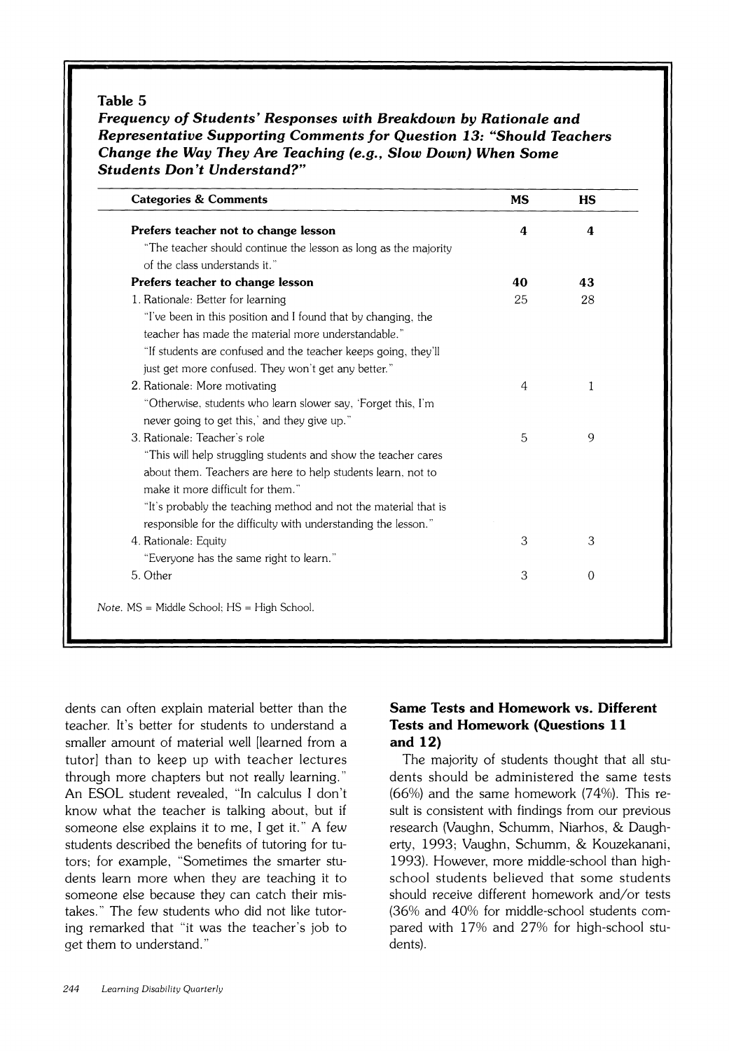**Table 5**

***Frequency of Students' Responses with Breakdown by Rationale and Representative Supporting Comments for Question 13: "Should Teachers Change the Way They Are Teaching (e.g., Slow Down) When Some Students Don't Understand?"***

| Categories & Comments | MS | HS |
|---|---|---|
| **Prefers teacher not to change lesson** | **4** | **4** |
| "The teacher should continue the lesson as long as the majority of the class understands it." | | |
| **Prefers teacher to change lesson** | **40** | **43** |
| 1. Rationale: Better for learning | 25 | 28 |
| "I've been in this position and I found that by changing, the teacher has made the material more understandable." | | |
| "If students are confused and the teacher keeps going, they'll just get more confused. They won't get any better." | | |
| 2. Rationale: More motivating | 4 | 1 |
| "Otherwise, students who learn slower say, 'Forget this, I'm never going to get this,' and they give up." | | |
| 3. Rationale: Teacher's role | 5 | 9 |
| "This will help struggling students and show the teacher cares about them. Teachers are here to help students learn, not to make it more difficult for them." | | |
| "It's probably the teaching method and not the material that is responsible for the difficulty with understanding the lesson." | | |
| 4. Rationale: Equity | 3 | 3 |
| "Everyone has the same right to learn." | | |
| 5. Other | 3 | 0 |

*Note.* MS = Middle School; HS = High School.

dents can often explain material better than the teacher. It's better for students to understand a smaller amount of material well [learned from a tutor] than to keep up with teacher lectures through more chapters but not really learning." An ESOL student revealed, "In calculus I don't know what the teacher is talking about, but if someone else explains it to me, I get it." A few students described the benefits of tutoring for tutors; for example, "Sometimes the smarter students learn more when they are teaching it to someone else because they can catch their mistakes." The few students who did not like tutoring remarked that "it was the teacher's job to get them to understand."

### Same Tests and Homework vs. Different Tests and Homework (Questions 11 and 12)

The majority of students thought that all students should be administered the same tests (66%) and the same homework (74%). This result is consistent with findings from our previous research (Vaughn, Schumm, Niarhos, & Daugherty, 1993; Vaughn, Schumm, & Kouzekanani, 1993). However, more middle-school than high-school students believed that some students should receive different homework and/or tests (36% and 40% for middle-school students compared with 17% and 27% for high-school students).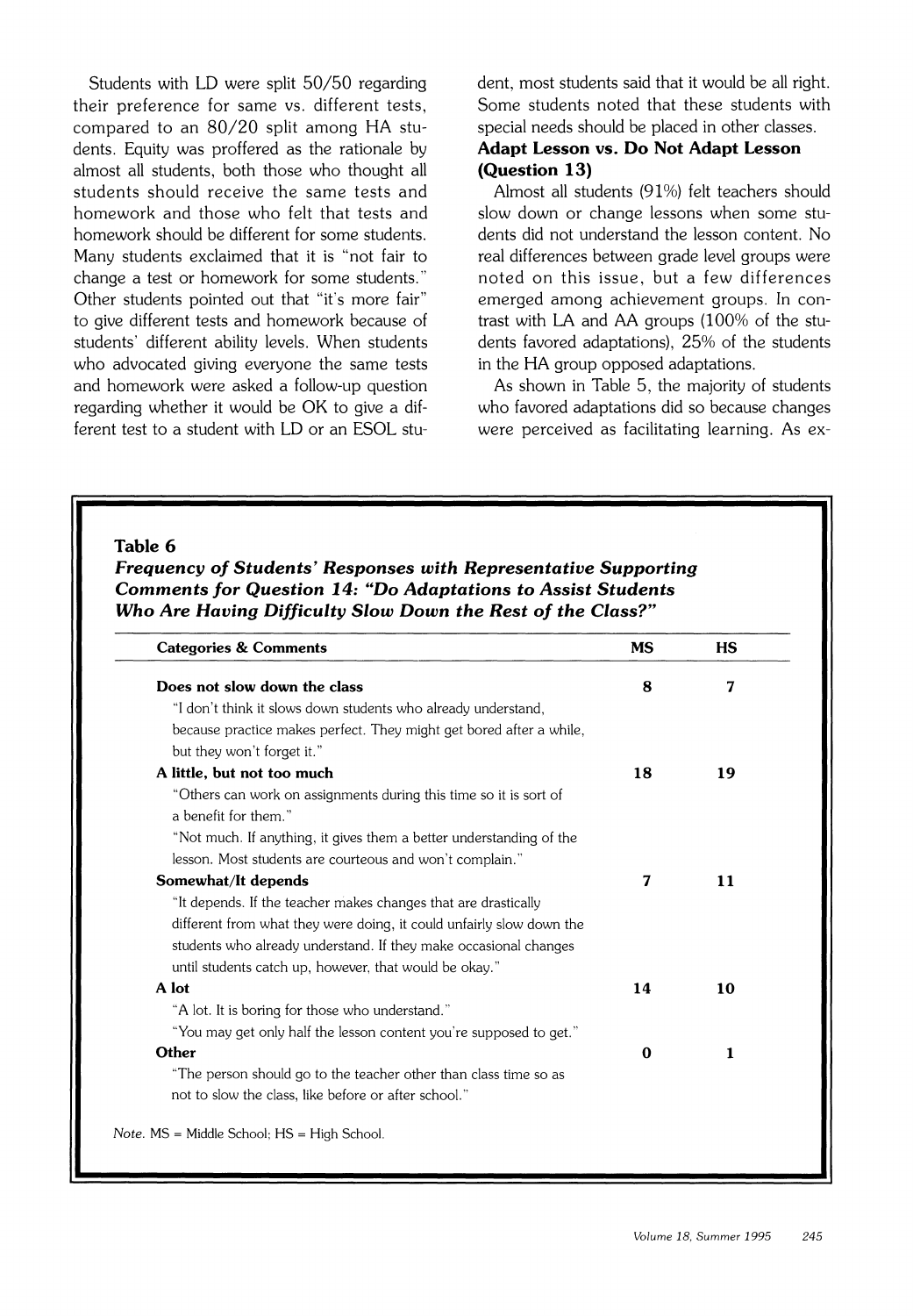Students with LD were split 50/50 regarding their preference for same vs. different tests, compared to an 80/20 split among HA students. Equity was proffered as the rationale by almost all students, both those who thought all students should receive the same tests and homework and those who felt that tests and homework should be different for some students. Many students exclaimed that it is "not fair to change a test or homework for some students." Other students pointed out that "it's more fair" to give different tests and homework because of students' different ability levels. When students who advocated giving everyone the same tests and homework were asked a follow-up question regarding whether it would be OK to give a different test to a student with LD or an ESOL student, most students said that it would be all right. Some students noted that these students with special needs should be placed in other classes.

### Adapt Lesson vs. Do Not Adapt Lesson (Question 13)

Almost all students (91%) felt teachers should slow down or change lessons when some students did not understand the lesson content. No real differences between grade level groups were noted on this issue, but a few differences emerged among achievement groups. In contrast with LA and AA groups (100% of the students favored adaptations), 25% of the students in the HA group opposed adaptations.

As shown in Table 5, the majority of students who favored adaptations did so because changes were perceived as facilitating learning. As ex-

**Table 6**
***Frequency of Students' Responses with Representative Supporting Comments for Question 14: "Do Adaptations to Assist Students Who Are Having Difficulty Slow Down the Rest of the Class?"***

| Categories & Comments | MS | HS |
|---|---|---|
| **Does not slow down the class** | **8** | **7** |
| "I don't think it slows down students who already understand, because practice makes perfect. They might get bored after a while, but they won't forget it." | | |
| **A little, but not too much** | **18** | **19** |
| "Others can work on assignments during this time so it is sort of a benefit for them." | | |
| "Not much. If anything, it gives them a better understanding of the lesson. Most students are courteous and won't complain." | | |
| **Somewhat/It depends** | **7** | **11** |
| "It depends. If the teacher makes changes that are drastically different from what they were doing, it could unfairly slow down the students who already understand. If they make occasional changes until students catch up, however, that would be okay." | | |
| **A lot** | **14** | **10** |
| "A lot. It is boring for those who understand." | | |
| "You may get only half the lesson content you're supposed to get." | | |
| **Other** | **0** | **1** |
| "The person should go to the teacher other than class time so as not to slow the class, like before or after school." | | |

*Note.* MS = Middle School; HS = High School.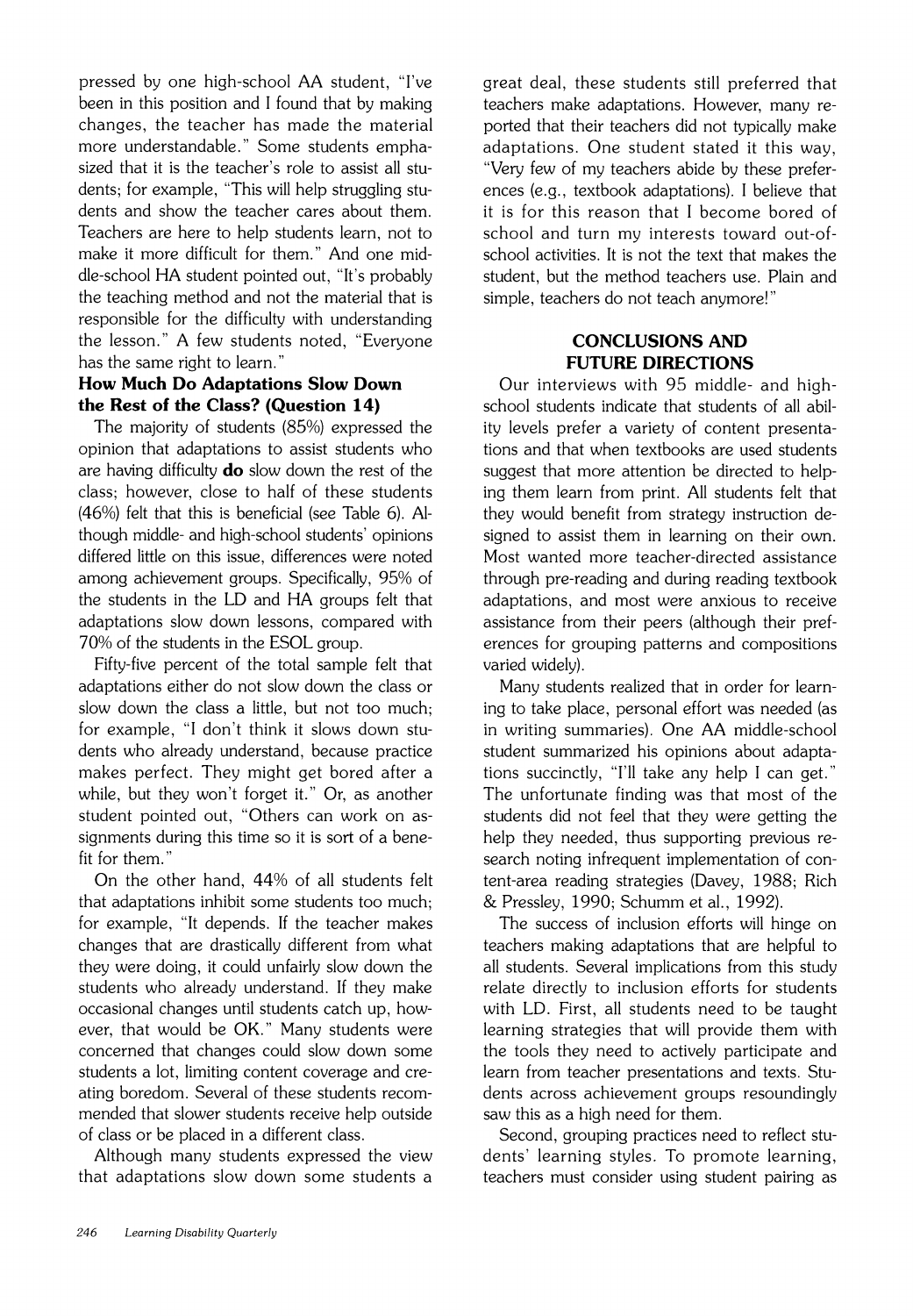pressed by one high-school AA student, "I've been in this position and I found that by making changes, the teacher has made the material more understandable." Some students emphasized that it is the teacher's role to assist all students; for example, "This will help struggling students and show the teacher cares about them. Teachers are here to help students learn, not to make it more difficult for them." And one middle-school HA student pointed out, "It's probably the teaching method and not the material that is responsible for the difficulty with understanding the lesson." A few students noted, "Everyone has the same right to learn."

### How Much Do Adaptations Slow Down the Rest of the Class? (Question 14)

The majority of students (85%) expressed the opinion that adaptations to assist students who are having difficulty **do** slow down the rest of the class; however, close to half of these students (46%) felt that this is beneficial (see Table 6). Although middle- and high-school students' opinions differed little on this issue, differences were noted among achievement groups. Specifically, 95% of the students in the LD and HA groups felt that adaptations slow down lessons, compared with 70% of the students in the ESOL group.

Fifty-five percent of the total sample felt that adaptations either do not slow down the class or slow down the class a little, but not too much; for example, "I don't think it slows down students who already understand, because practice makes perfect. They might get bored after a while, but they won't forget it." Or, as another student pointed out, "Others can work on assignments during this time so it is sort of a benefit for them."

On the other hand, 44% of all students felt that adaptations inhibit some students too much; for example, "It depends. If the teacher makes changes that are drastically different from what they were doing, it could unfairly slow down the students who already understand. If they make occasional changes until students catch up, however, that would be OK." Many students were concerned that changes could slow down some students a lot, limiting content coverage and creating boredom. Several of these students recommended that slower students receive help outside of class or be placed in a different class.

Although many students expressed the view that adaptations slow down some students a great deal, these students still preferred that teachers make adaptations. However, many reported that their teachers did not typically make adaptations. One student stated it this way, "Very few of my teachers abide by these preferences (e.g., textbook adaptations). I believe that it is for this reason that I become bored of school and turn my interests toward out-of-school activities. It is not the text that makes the student, but the method teachers use. Plain and simple, teachers do not teach anymore!"

## CONCLUSIONS AND FUTURE DIRECTIONS

Our interviews with 95 middle- and high-school students indicate that students of all ability levels prefer a variety of content presentations and that when textbooks are used students suggest that more attention be directed to helping them learn from print. All students felt that they would benefit from strategy instruction designed to assist them in learning on their own. Most wanted more teacher-directed assistance through pre-reading and during reading textbook adaptations, and most were anxious to receive assistance from their peers (although their preferences for grouping patterns and compositions varied widely).

Many students realized that in order for learning to take place, personal effort was needed (as in writing summaries). One AA middle-school student summarized his opinions about adaptations succinctly, "I'll take any help I can get." The unfortunate finding was that most of the students did not feel that they were getting the help they needed, thus supporting previous research noting infrequent implementation of content-area reading strategies (Davey, 1988; Rich & Pressley, 1990; Schumm et al., 1992).

The success of inclusion efforts will hinge on teachers making adaptations that are helpful to all students. Several implications from this study relate directly to inclusion efforts for students with LD. First, all students need to be taught learning strategies that will provide them with the tools they need to actively participate and learn from teacher presentations and texts. Students across achievement groups resoundingly saw this as a high need for them.

Second, grouping practices need to reflect students' learning styles. To promote learning, teachers must consider using student pairing as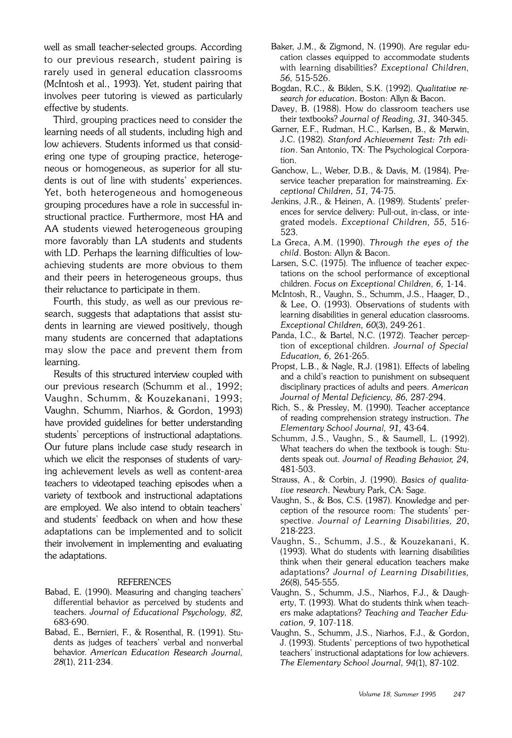well as small teacher-selected groups. According to our previous research, student pairing is rarely used in general education classrooms (McIntosh et al., 1993). Yet, student pairing that involves peer tutoring is viewed as particularly effective by students.

Third, grouping practices need to consider the learning needs of all students, including high and low achievers. Students informed us that considering one type of grouping practice, heterogeneous or homogeneous, as superior for all students is out of line with students' experiences. Yet, both heterogeneous and homogeneous grouping procedures have a role in successful instructional practice. Furthermore, most HA and AA students viewed heterogeneous grouping more favorably than LA students and students with LD. Perhaps the learning difficulties of low-achieving students are more obvious to them and their peers in heterogeneous groups, thus their reluctance to participate in them.

Fourth, this study, as well as our previous research, suggests that adaptations that assist students in learning are viewed positively, though many students are concerned that adaptations may slow the pace and prevent them from learning.

Results of this structured interview coupled with our previous research (Schumm et al., 1992; Vaughn, Schumm, & Kouzekanani, 1993; Vaughn, Schumm, Niarhos, & Gordon, 1993) have provided guidelines for better understanding students' perceptions of instructional adaptations. Our future plans include case study research in which we elicit the responses of students of varying achievement levels as well as content-area teachers to videotaped teaching episodes when a variety of textbook and instructional adaptations are employed. We also intend to obtain teachers' and students' feedback on when and how these adaptations can be implemented and to solicit their involvement in implementing and evaluating the adaptations.

## REFERENCES

Babad, E. (1990). Measuring and changing teachers' differential behavior as perceived by students and teachers. *Journal of Educational Psychology, 82*, 683-690.

Babad, E., Bernieri, F., & Rosenthal, R. (1991). Students as judges of teachers' verbal and nonverbal behavior. *American Education Research Journal, 28*(1), 211-234.

Baker, J.M., & Zigmond, N. (1990). Are regular education classes equipped to accommodate students with learning disabilities? *Exceptional Children, 56*, 515-526.

Bogdan, R.C., & Biklen, S.K. (1992). *Qualitative research for education*. Boston: Allyn & Bacon.

Davey, B. (1988). How do classroom teachers use their textbooks? *Journal of Reading, 31*, 340-345.

Garner, E.F., Rudman, H.C., Karlsen, B., & Merwin, J.C. (1982). *Stanford Achievement Test: 7th edition*. San Antonio, TX: The Psychological Corporation.

Ganchow, L., Weber, D.B., & Davis, M. (1984). Preservice teacher preparation for mainstreaming. *Exceptional Children, 51*, 74-75.

Jenkins, J.R., & Heinen, A. (1989). Students' preferences for service delivery: Pull-out, in-class, or integrated models. *Exceptional Children, 55*, 516-523.

La Greca, A.M. (1990). *Through the eyes of the child*. Boston: Allyn & Bacon.

Larsen, S.C. (1975). The influence of teacher expectations on the school performance of exceptional children. *Focus on Exceptional Children, 6*, 1-14.

McIntosh, R., Vaughn, S., Schumm, J.S., Haager, D., & Lee, O. (1993). Observations of students with learning disabilities in general education classrooms. *Exceptional Children, 60*(3), 249-261.

Panda, I.C., & Bartel, N.C. (1972). Teacher perception of exceptional children. *Journal of Special Education, 6*, 261-265.

Propst, L.B., & Nagle, R.J. (1981). Effects of labeling and a child's reaction to punishment on subsequent disciplinary practices of adults and peers. *American Journal of Mental Deficiency, 86*, 287-294.

Rich, S., & Pressley, M. (1990). Teacher acceptance of reading comprehension strategy instruction. *The Elementary School Journal, 91*, 43-64.

Schumm, J.S., Vaughn, S., & Saumell, L. (1992). What teachers do when the textbook is tough: Students speak out. *Journal of Reading Behavior, 24*, 481-503.

Strauss, A., & Corbin, J. (1990). *Basics of qualitative research*. Newbury Park, CA: Sage.

Vaughn, S., & Bos, C.S. (1987). Knowledge and perception of the resource room: The students' perspective. *Journal of Learning Disabilities, 20*, 218-223.

Vaughn, S., Schumm, J.S., & Kouzekanani, K. (1993). What do students with learning disabilities think when their general education teachers make adaptations? *Journal of Learning Disabilities, 26*(8), 545-555.

Vaughn, S., Schumm, J.S., Niarhos, F.J., & Daugherty, T. (1993). What do students think when teachers make adaptations? *Teaching and Teacher Education, 9*, 107-118.

Vaughn, S., Schumm, J.S., Niarhos, F.J., & Gordon, J. (1993). Students' perceptions of two hypothetical teachers' instructional adaptations for low achievers. *The Elementary School Journal, 94*(1), 87-102.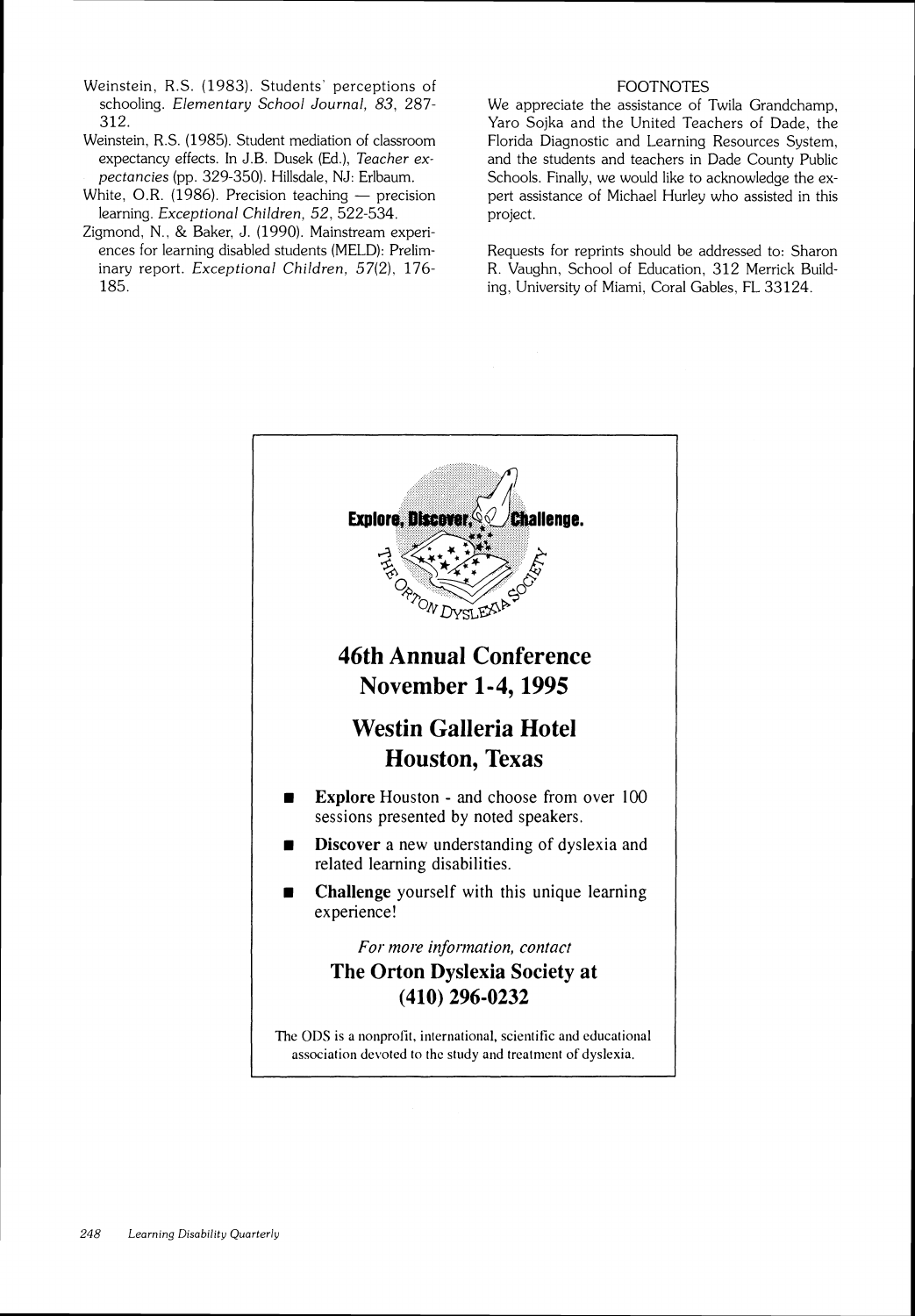Weinstein, R.S. (1983). Students' perceptions of schooling. *Elementary School Journal, 83*, 287-312.

Weinstein, R.S. (1985). Student mediation of classroom expectancy effects. In J.B. Dusek (Ed.), *Teacher expectancies* (pp. 329-350). Hillsdale, NJ: Erlbaum.

White, O.R. (1986). Precision teaching — precision learning. *Exceptional Children, 52*, 522-534.

Zigmond, N., & Baker, J. (1990). Mainstream experiences for learning disabled students (MELD): Preliminary report. *Exceptional Children, 57*(2), 176-185.

FOOTNOTES

We appreciate the assistance of Twila Grandchamp, Yaro Sojka and the United Teachers of Dade, the Florida Diagnostic and Learning Resources System, and the students and teachers in Dade County Public Schools. Finally, we would like to acknowledge the expert assistance of Michael Hurley who assisted in this project.

Requests for reprints should be addressed to: Sharon R. Vaughn, School of Education, 312 Merrick Building, University of Miami, Coral Gables, FL 33124.

**Explore, Discover, Challenge.**

THE ORTON DYSLEXIA SOCIETY

## 46th Annual Conference November 1-4, 1995

## Westin Galleria Hotel Houston, Texas

- **Explore** Houston - and choose from over 100 sessions presented by noted speakers.
- **Discover** a new understanding of dyslexia and related learning disabilities.
- **Challenge** yourself with this unique learning experience!

*For more information, contact*

**The Orton Dyslexia Society at (410) 296-0232**

The ODS is a nonprofit, international, scientific and educational association devoted to the study and treatment of dyslexia.